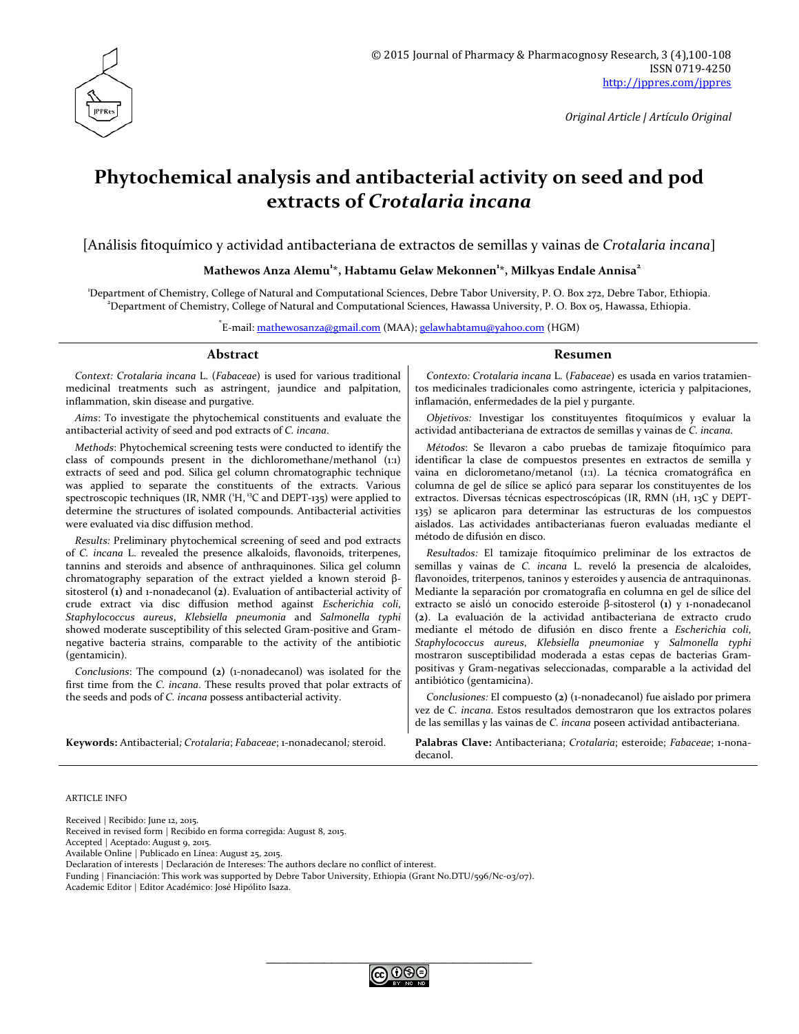© 2015 Journal of Pharmacy & Pharmacognosy Research, 3 (4),100-108
ISSN 0719-4250
http://jppres.com/jppres

*Original Article | Artículo Original*

# Phytochemical analysis and antibacterial activity on seed and pod extracts of *Crotalaria incana*

[Análisis fitoquímico y actividad antibacteriana de extractos de semillas y vainas de *Crotalaria incana*]

**Mathewos Anza Alemu[1]*, Habtamu Gelaw Mekonnen[1]*, Milkyas Endale Annisa[2]**

[1]Department of Chemistry, College of Natural and Computational Sciences, Debre Tabor University, P. O. Box 272, Debre Tabor, Ethiopia.
[2]Department of Chemistry, College of Natural and Computational Sciences, Hawassa University, P. O. Box 05, Hawassa, Ethiopia.

*E-mail: mathewosanza@gmail.com (MAA); gelawhabtamu@yahoo.com (HGM)

## Abstract

*Context: Crotalaria incana* L. (*Fabaceae*) is used for various traditional medicinal treatments such as astringent, jaundice and palpitation, inflammation, skin disease and purgative.

*Aims*: To investigate the phytochemical constituents and evaluate the antibacterial activity of seed and pod extracts of *C. incana*.

*Methods*: Phytochemical screening tests were conducted to identify the class of compounds present in the dichloromethane/methanol (1:1) extracts of seed and pod. Silica gel column chromatographic technique was applied to separate the constituents of the extracts. Various spectroscopic techniques (IR, NMR ($^1$H, $^{13}$C and DEPT-135) were applied to determine the structures of isolated compounds. Antibacterial activities were evaluated via disc diffusion method.

*Results:* Preliminary phytochemical screening of seed and pod extracts of *C. incana* L. revealed the presence alkaloids, flavonoids, triterpenes, tannins and steroids and absence of anthraquinones. Silica gel column chromatography separation of the extract yielded a known steroid β-sitosterol **(1)** and 1-nonadecanol **(2)**. Evaluation of antibacterial activity of crude extract via disc diffusion method against *Escherichia coli*, *Staphylococcus aureus*, *Klebsiella pneumonia* and *Salmonella typhi* showed moderate susceptibility of this selected Gram-positive and Gram-negative bacteria strains, comparable to the activity of the antibiotic (gentamicin).

*Conclusions*: The compound **(2)** (1-nonadecanol) was isolated for the first time from the *C. incana*. These results proved that polar extracts of the seeds and pods of *C. incana* possess antibacterial activity.

**Keywords:** Antibacterial*; Crotalaria*; *Fabaceae*; 1-nonadecanol*;* steroid.

## Resumen

*Contexto: Crotalaria incana* L. (*Fabaceae*) es usada en varios tratamientos medicinales tradicionales como astringente, ictericia y palpitaciones, inflamación, enfermedades de la piel y purgante.

*Objetivos:* Investigar los constituyentes fitoquímicos y evaluar la actividad antibacteriana de extractos de semillas y vainas de *C. incana*.

*Métodos*: Se llevaron a cabo pruebas de tamizaje fitoquímico para identificar la clase de compuestos presentes en extractos de semilla y vaina en diclorometano/metanol (1:1). La técnica cromatográfica en columna de gel de sílice se aplicó para separar los constituyentes de los extractos. Diversas técnicas espectroscópicas (IR, RMN (1H, 13C y DEPT-135) se aplicaron para determinar las estructuras de los compuestos aislados. Las actividades antibacterianas fueron evaluadas mediante el método de difusión en disco.

*Resultados:* El tamizaje fitoquímico preliminar de los extractos de semillas y vainas de *C. incana* L. reveló la presencia de alcaloides, flavonoides, triterpenos, taninos y esteroides y ausencia de antraquinonas. Mediante la separación por cromatografía en columna en gel de sílice del extracto se aisló un conocido esteroide β-sitosterol **(1)** y 1-nonadecanol **(2)**. La evaluación de la actividad antibacteriana de extracto crudo mediante el método de difusión en disco frente a *Escherichia coli*, *Staphylococcus aureus*, *Klebsiella pneumoniae* y *Salmonella typhi* mostraron susceptibilidad moderada a estas cepas de bacterias Gram-positivas y Gram-negativas seleccionadas, comparable a la actividad del antibiótico (gentamicina).

*Conclusiones:* El compuesto **(2)** (1-nonadecanol) fue aislado por primera vez de *C. incana*. Estos resultados demostraron que los extractos polares de las semillas y las vainas de *C. incana* poseen actividad antibacteriana.

**Palabras Clave:** Antibacteriana; *Crotalaria*; esteroide; *Fabaceae*; 1-nonadecanol.

ARTICLE INFO

Received | Recibido: June 12, 2015.
Received in revised form | Recibido en forma corregida: August 8, 2015.
Accepted | Aceptado: August 9, 2015.
Available Online | Publicado en Línea: August 25, 2015.
Declaration of interests | Declaración de Intereses: The authors declare no conflict of interest.
Funding | Financiación: This work was supported by Debre Tabor University, Ethiopia (Grant No.DTU/596/Nc-03/07).
Academic Editor | Editor Académico: José Hipólito Isaza.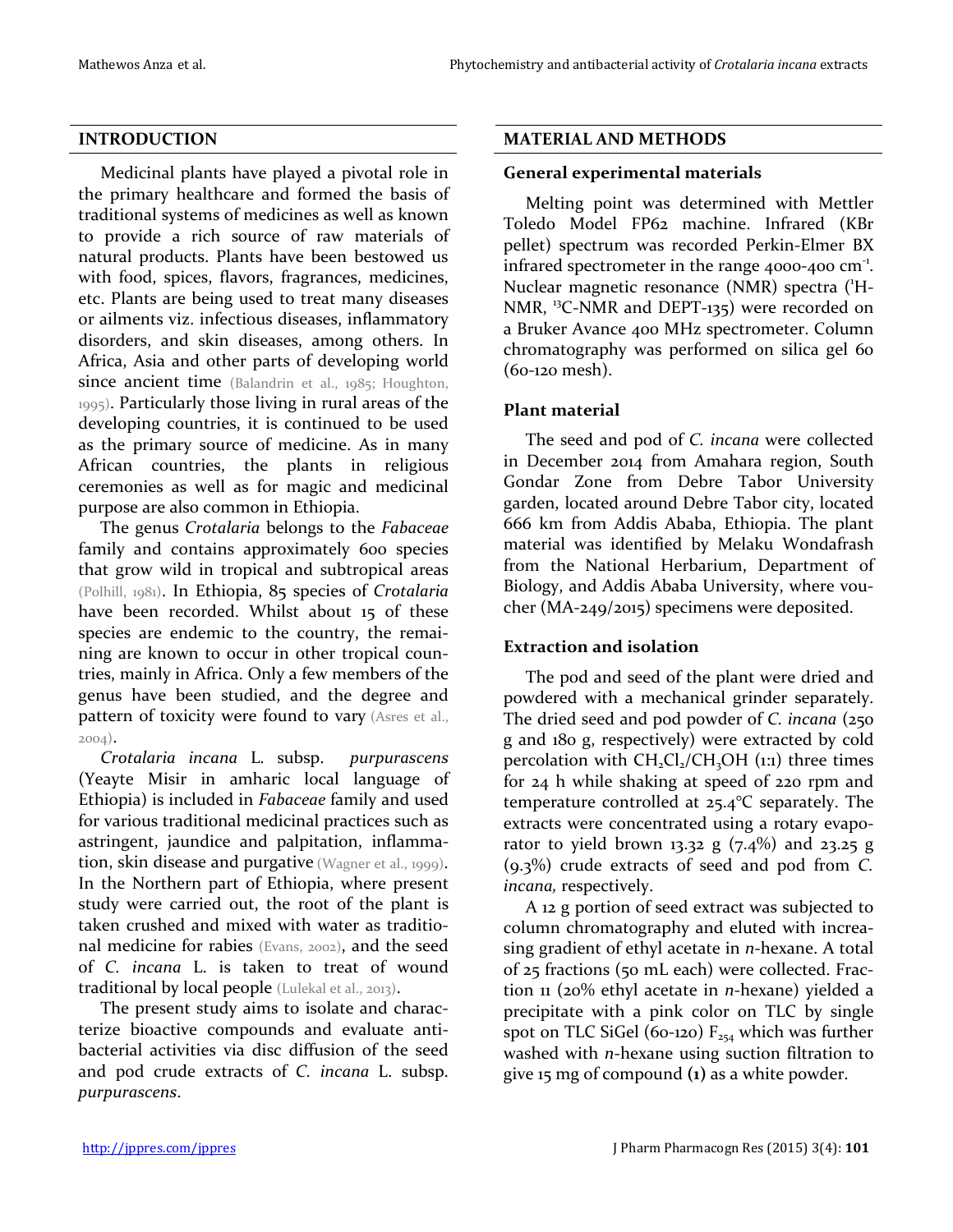## INTRODUCTION

Medicinal plants have played a pivotal role in the primary healthcare and formed the basis of traditional systems of medicines as well as known to provide a rich source of raw materials of natural products. Plants have bestowed us with food, spices, flavors, fragrances, medicines, etc. Plants are being used to treat many diseases or ailments viz. infectious diseases, inflammatory disorders, and skin diseases, among others. In Africa, Asia and other parts of developing world since ancient time (Balandrin et al., 1985; Houghton, 1995). Particularly those living in rural areas of the developing countries, it is continued to be used as the primary source of medicine. As in many African countries, the plants in religious ceremonies as well as for magic and medicinal purpose are also common in Ethiopia.

The genus *Crotalaria* belongs to the *Fabaceae* family and contains approximately 600 species that grow wild in tropical and subtropical areas (Polhill, 1981). In Ethiopia, 85 species of *Crotalaria* have been recorded. Whilst about 15 of these species are endemic to the country, the remaining are known to occur in other tropical countries, mainly in Africa. Only a few members of the genus have been studied, and the degree and pattern of toxicity were found to vary (Asres et al., 2004).

*Crotalaria incana* L. subsp. *purpurascens* (Yeayte Misir in amharic local language of Ethiopia) is included in *Fabaceae* family and used for various traditional medicinal practices such as astringent, jaundice and palpitation, inflammation, skin disease and purgative (Wagner et al., 1999). In the Northern part of Ethiopia, where present study were carried out, the root of the plant is taken crushed and mixed with water as traditional medicine for rabies (Evans, 2002), and the seed of *C. incana* L. is taken to treat of wound traditional by local people (Lulekal et al., 2013).

The present study aims to isolate and characterize bioactive compounds and evaluate antibacterial activities via disc diffusion of the seed and pod crude extracts of *C. incana* L. subsp. *purpurascens*.

## MATERIAL AND METHODS

### General experimental materials

Melting point was determined with Mettler Toledo Model FP62 machine. Infrared (KBr pellet) spectrum was recorded Perkin-Elmer BX infrared spectrometer in the range 4000-400 $cm^{-1}$. Nuclear magnetic resonance (NMR) spectra ($^{1}H$-NMR, $^{13}C$-NMR and DEPT-135) were recorded on a Bruker Avance 400 MHz spectrometer. Column chromatography was performed on silica gel 60 (60-120 mesh).

### Plant material

The seed and pod of *C. incana* were collected in December 2014 from Amahara region, South Gondar Zone from Debre Tabor University garden, located around Debre Tabor city, located 666 km from Addis Ababa, Ethiopia. The plant material was identified by Melaku Wondafrash from the National Herbarium, Department of Biology, and Addis Ababa University, where voucher (MA-249/2015) specimens were deposited.

### Extraction and isolation

The pod and seed of the plant were dried and powdered with a mechanical grinder separately. The dried seed and pod powder of *C. incana* (250 g and 180 g, respectively) were extracted by cold percolation with $CH_2Cl_2/CH_3OH$ (1:1) three times for 24 h while shaking at speed of 220 rpm and temperature controlled at 25.4°C separately. The extracts were concentrated using a rotary evaporator to yield brown 13.32 g (7.4%) and 23.25 g (9.3%) crude extracts of seed and pod from *C. incana,* respectively.

A 12 g portion of seed extract was subjected to column chromatography and eluted with increasing gradient of ethyl acetate in *n*-hexane. A total of 25 fractions (50 mL each) were collected. Fraction 11 (20% ethyl acetate in *n*-hexane) yielded a precipitate with a pink color on TLC by single spot on TLC SiGel (60-120) $F_{254}$ which was further washed with *n*-hexane using suction filtration to give 15 mg of compound **(1)** as a white powder.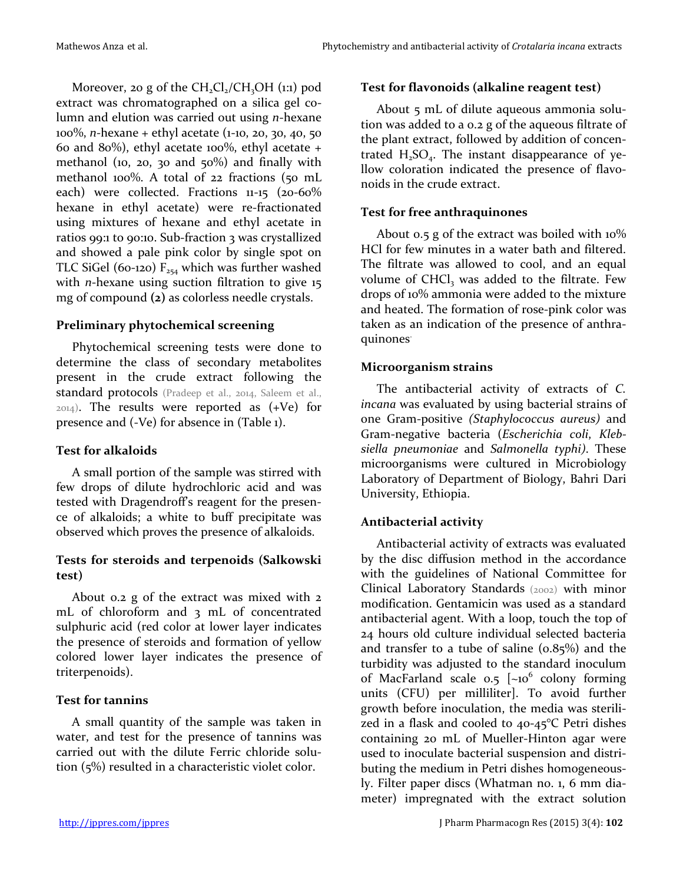Moreover, 20 g of the $CH_2Cl_2/CH_3OH$ (1:1) pod extract was chromatographed on a silica gel column and elution was carried out using *n*-hexane 100%, *n*-hexane + ethyl acetate (1-10, 20, 30, 40, 50 60 and 80%), ethyl acetate 100%, ethyl acetate + methanol (10, 20, 30 and 50%) and finally with methanol 100%. A total of 22 fractions (50 mL each) were collected. Fractions 11-15 (20-60% hexane in ethyl acetate) were re-fractionated using mixtures of hexane and ethyl acetate in ratios 99:1 to 90:10. Sub-fraction 3 was crystallized and showed a pale pink color by single spot on TLC SiGel (60-120) $F_{254}$ which was further washed with *n*-hexane using suction filtration to give 15 mg of compound **(2)** as colorless needle crystals.

### Preliminary phytochemical screening

Phytochemical screening tests were done to determine the class of secondary metabolites present in the crude extract following the standard protocols (Pradeep et al., 2014, Saleem et al., 2014). The results were reported as (+Ve) for presence and (-Ve) for absence in (Table 1).

### Test for alkaloids

A small portion of the sample was stirred with few drops of dilute hydrochloric acid and was tested with Dragendroff's reagent for the presence of alkaloids; a white to buff precipitate was observed which proves the presence of alkaloids.

### Tests for steroids and terpenoids (Salkowski test)

About 0.2 g of the extract was mixed with 2 mL of chloroform and 3 mL of concentrated sulphuric acid (red color at lower layer indicates the presence of steroids and formation of yellow colored lower layer indicates the presence of triterpenoids).

### Test for tannins

A small quantity of the sample was taken in water, and test for the presence of tannins was carried out with the dilute Ferric chloride solution (5%) resulted in a characteristic violet color.

### Test for flavonoids (alkaline reagent test)

About 5 mL of dilute aqueous ammonia solution was added to a 0.2 g of the aqueous filtrate of the plant extract, followed by addition of concentrated $H_2SO_4$. The instant disappearance of yellow coloration indicated the presence of flavonoids in the crude extract.

### Test for free anthraquinones

About 0.5 g of the extract was boiled with 10% HCl for few minutes in a water bath and filtered. The filtrate was allowed to cool, and an equal volume of $CHCl_3$ was added to the filtrate. Few drops of 10% ammonia were added to the mixture and heated. The formation of rose-pink color was taken as an indication of the presence of anthraquinones.

### Microorganism strains

The antibacterial activity of extracts of *C. incana* was evaluated by using bacterial strains of one Gram-positive *(Staphylococcus aureus)* and Gram-negative bacteria (*Escherichia coli*, *Klebsiella pneumoniae* and *Salmonella typhi)*. These microorganisms were cultured in Microbiology Laboratory of Department of Biology, Bahri Dari University, Ethiopia.

### Antibacterial activity

Antibacterial activity of extracts was evaluated by the disc diffusion method in the accordance with the guidelines of National Committee for Clinical Laboratory Standards (2002) with minor modification. Gentamicin was used as a standard antibacterial agent. With a loop, touch the top of 24 hours old culture individual selected bacteria and transfer to a tube of saline (0.85%) and the turbidity was adjusted to the standard inoculum of MacFarland scale 0.5 [~$10^6$ colony forming units (CFU) per milliliter]. To avoid further growth before inoculation, the media was sterilized in a flask and cooled to 40-45°C Petri dishes containing 20 mL of Mueller-Hinton agar were used to inoculate bacterial suspension and distributing the medium in Petri dishes homogeneously. Filter paper discs (Whatman no. 1, 6 mm diameter) impregnated with the extract solution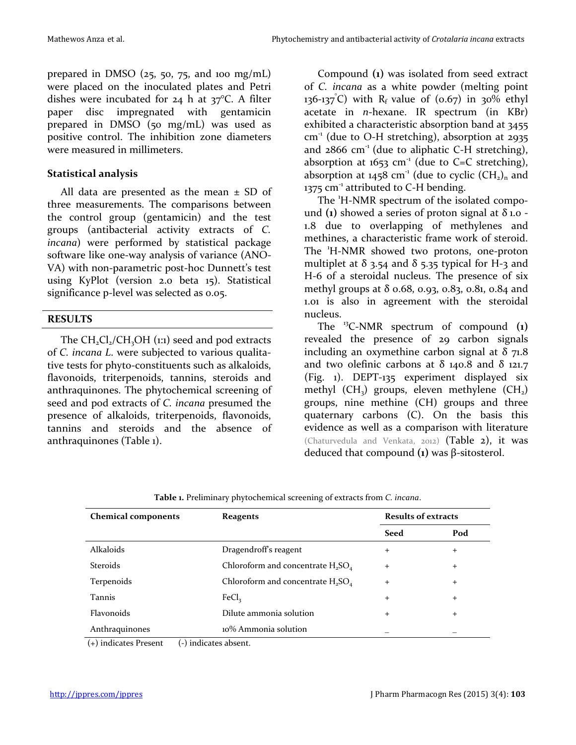prepared in DMSO (25, 50, 75, and 100 mg/mL) were placed on the inoculated plates and Petri dishes were incubated for 24 h at 37°C. A filter paper disc impregnated with gentamicin prepared in DMSO (50 mg/mL) was used as positive control. The inhibition zone diameters were measured in millimeters.

### Statistical analysis

All data are presented as the mean ± SD of three measurements. The comparisons between the control group (gentamicin) and the test groups (antibacterial activity extracts of *C. incana*) were performed by statistical package software like one-way analysis of variance (ANOVA) with non-parametric post-hoc Dunnett's test using KyPlot (version 2.0 beta 15). Statistical significance p-level was selected as 0.05.

## RESULTS

The $CH_2Cl_2/CH_3OH$ (1:1) seed and pod extracts of *C. incana L.* were subjected to various qualitative tests for phyto-constituents such as alkaloids, flavonoids, triterpenoids, tannins, steroids and anthraquinones. The phytochemical screening of seed and pod extracts of *C. incana* presumed the presence of alkaloids, triterpenoids, flavonoids, tannins and steroids and the absence of anthraquinones (Table 1).

Compound **(1)** was isolated from seed extract of *C. incana* as a white powder (melting point 136-137°C) with $R_f$ value of (0.67) in 30% ethyl acetate in *n*-hexane. IR spectrum (in KBr) exhibited a characteristic absorption band at 3455 $cm^{-1}$ (due to O-H stretching), absorption at 2935 and 2866 $cm^{-1}$ (due to aliphatic C-H stretching), absorption at 1653 $cm^{-1}$ (due to C=C stretching), absorption at 1458 $cm^{-1}$ (due to cyclic $(CH_2)_n$ and 1375 $cm^{-1}$ attributed to C-H bending.

The $^1$H-NMR spectrum of the isolated compound **(1)** showed a series of proton signal at δ 1.0 - 1.8 due to overlapping of methylenes and methines, a characteristic frame work of steroid. The $^1$H-NMR showed two protons, one-proton multiplet at δ 3.54 and δ 5.35 typical for H-3 and H-6 of a steroidal nucleus. The presence of six methyl groups at δ 0.68, 0.93, 0.83, 0.81, 0.84 and 1.01 is also in agreement with the steroidal nucleus.

The $^{13}$C-NMR spectrum of compound **(1)** revealed the presence of 29 carbon signals including an oxymethine carbon signal at δ 71.8 and two olefinic carbons at δ 140.8 and δ 121.7 (Fig. 1). DEPT-135 experiment displayed six methyl ($CH_3$) groups, eleven methylene ($CH_2$) groups, nine methine (CH) groups and three quaternary carbons (C). On the basis this evidence as well as a comparison with literature (Chaturvedula and Venkata, 2012) (Table 2), it was deduced that compound **(1)** was β-sitosterol.

**Table 1.** Preliminary phytochemical screening of extracts from *C. incana*.

| Chemical components | Reagents | Results of extracts | |
|---|---|---|---|
| | | Seed | Pod |
| Alkaloids | Dragendroff's reagent | + | + |
| Steroids | Chloroform and concentrate $H_2SO_4$ | + | + |
| Terpenoids | Chloroform and concentrate $H_2SO_4$ | + | + |
| Tannis | $FeCl_3$ | + | + |
| Flavonoids | Dilute ammonia solution | + | + |
| Anthraquinones | 10% Ammonia solution | – | – |

(+) indicates Present (-) indicates absent.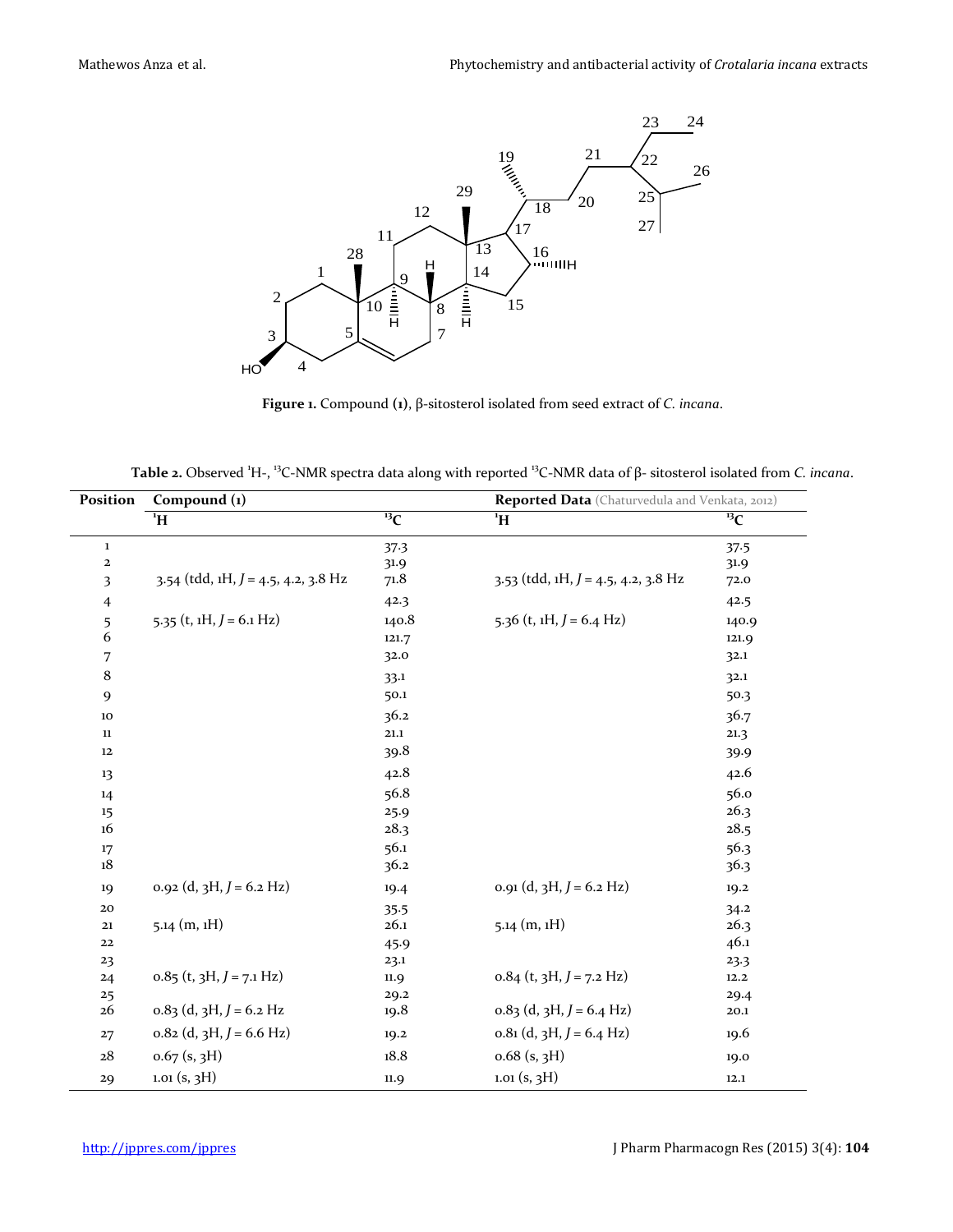**Figure 1.** Compound (1), β-sitosterol isolated from seed extract of *C. incana*.

**Table 2.** Observed $^{1}$H-, $^{13}$C-NMR spectra data along with reported $^{13}$C-NMR data of β- sitosterol isolated from *C. incana*.

| Position | Compound (1) | | Reported Data (Chaturvedula and Venkata, 2012) | |
|---|---|---|---|---|
| | $^{1}$H | $^{13}$C | $^{1}$H | $^{13}$C |
| 1 | | 37.3 | | 37.5 |
| 2 | | 31.9 | | 31.9 |
| 3 | 3.54 (tdd, 1H, *J* = 4.5, 4.2, 3.8 Hz | 71.8 | 3.53 (tdd, 1H, *J* = 4.5, 4.2, 3.8 Hz | 72.0 |
| 4 | | 42.3 | | 42.5 |
| 5 | 5.35 (t, 1H, *J* = 6.1 Hz) | 140.8 | 5.36 (t, 1H, *J* = 6.4 Hz) | 140.9 |
| 6 | | 121.7 | | 121.9 |
| 7 | | 32.0 | | 32.1 |
| 8 | | 33.1 | | 32.1 |
| 9 | | 50.1 | | 50.3 |
| 10 | | 36.2 | | 36.7 |
| 11 | | 21.1 | | 21.3 |
| 12 | | 39.8 | | 39.9 |
| 13 | | 42.8 | | 42.6 |
| 14 | | 56.8 | | 56.0 |
| 15 | | 25.9 | | 26.3 |
| 16 | | 28.3 | | 28.5 |
| 17 | | 56.1 | | 56.3 |
| 18 | | 36.2 | | 36.3 |
| 19 | 0.92 (d, 3H, *J* = 6.2 Hz) | 19.4 | 0.91 (d, 3H, *J* = 6.2 Hz) | 19.2 |
| 20 | | 35.5 | | 34.2 |
| 21 | 5.14 (m, 1H) | 26.1 | 5.14 (m, 1H) | 26.3 |
| 22 | | 45.9 | | 46.1 |
| 23 | | 23.1 | | 23.3 |
| 24 | 0.85 (t, 3H, *J* = 7.1 Hz) | 11.9 | 0.84 (t, 3H, *J* = 7.2 Hz) | 12.2 |
| 25 | | 29.2 | | 29.4 |
| 26 | 0.83 (d, 3H, *J* = 6.2 Hz | 19.8 | 0.83 (d, 3H, *J* = 6.4 Hz) | 20.1 |
| 27 | 0.82 (d, 3H, *J* = 6.6 Hz) | 19.2 | 0.81 (d, 3H, *J* = 6.4 Hz) | 19.6 |
| 28 | 0.67 (s, 3H) | 18.8 | 0.68 (s, 3H) | 19.0 |
| 29 | 1.01 (s, 3H) | 11.9 | 1.01 (s, 3H) | 12.1 |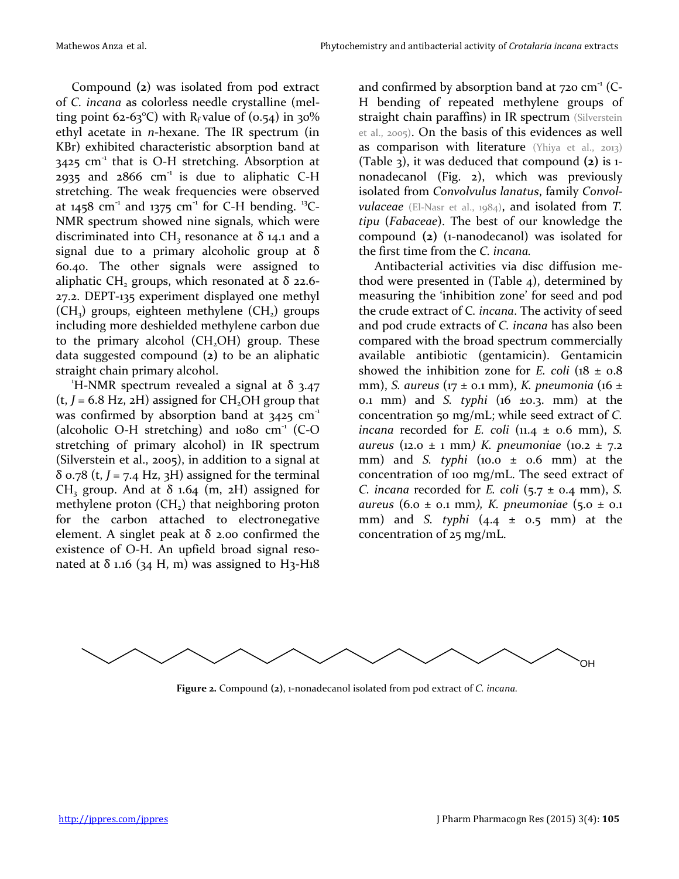Compound (**2**) was isolated from pod extract of *C. incana* as colorless needle crystalline (melting point 62-63°C) with $R_f$ value of (0.54) in 30% ethyl acetate in *n*-hexane. The IR spectrum (in KBr) exhibited characteristic absorption band at 3425 $cm^{-1}$ that is O-H stretching. Absorption at 2935 and 2866 $cm^{-1}$ is due to aliphatic C-H stretching. The weak frequencies were observed at 1458 $cm^{-1}$ and 1375 $cm^{-1}$ for C-H bending. $^{13}C$-NMR spectrum showed nine signals, which were discriminated into $CH_3$ resonance at δ 14.1 and a signal due to a primary alcoholic group at δ 60.40. The other signals were assigned to aliphatic $CH_2$ groups, which resonated at δ 22.6-27.2. DEPT-135 experiment displayed one methyl ($CH_3$) groups, eighteen methylene ($CH_2$) groups including more deshielded methylene carbon due to the primary alcohol ($CH_2OH$) group. These data suggested compound (**2**) to be an aliphatic straight chain primary alcohol.

$^1H$-NMR spectrum revealed a signal at δ 3.47 (t, $J$ = 6.8 Hz, 2H) assigned for $CH_2OH$ group that was confirmed by absorption band at 3425 $cm^{-1}$ (alcoholic O-H stretching) and 1080 $cm^{-1}$ (C-O stretching of primary alcohol) in IR spectrum (Silverstein et al., 2005), in addition to a signal at δ 0.78 (t, $J$ = 7.4 Hz, 3H) assigned for the terminal $CH_3$ group. And at δ 1.64 (m, 2H) assigned for methylene proton ($CH_2$) that neighboring proton for the carbon attached to electronegative element. A singlet peak at δ 2.00 confirmed the existence of O-H. An upfield broad signal resonated at δ 1.16 (34 H, m) was assigned to H3-H18 and confirmed by absorption band at 720 $cm^{-1}$ (C-H bending of repeated methylene groups of straight chain paraffins) in IR spectrum (Silverstein et al., 2005). On the basis of this evidences as well as comparison with literature (Yhiya et al., 2013) (Table 3), it was deduced that compound (**2**) is 1-nonadecanol (Fig. 2), which was previously isolated from *Convolvulus lanatus*, family *Convolvulaceae* (El-Nasr et al., 1984), and isolated from *T. tipu* (*Fabaceae*). The best of our knowledge the compound (**2**) (1-nanodecanol) was isolated for the first time from the *C. incana*.

Antibacterial activities via disc diffusion method were presented in (Table 4), determined by measuring the 'inhibition zone' for seed and pod the crude extract of C. *incana*. The activity of seed and pod crude extracts of *C. incana* has also been compared with the broad spectrum commercially available antibiotic (gentamicin). Gentamicin showed the inhibition zone for *E. coli* (18 ± 0.8 mm), *S. aureus* (17 ± 0.1 mm), *K. pneumonia* (16 ± 0.1 mm) and *S. typhi* (16 ±0.3. mm) at the concentration 50 mg/mL; while seed extract of *C. incana* recorded for *E. coli* (11.4 ± 0.6 mm), *S. aureus* (12.0 ± 1 mm*) K. pneumoniae* (10.2 ± 7.2 mm) and *S. typhi* (10.0 ± 0.6 mm) at the concentration of 100 mg/mL. The seed extract of *C. incana* recorded for *E. coli* (5.7 ± 0.4 mm), *S. aureus* (6.0 ± 0.1 mm*), K. pneumoniae* (5.0 ± 0.1 mm) and *S. typhi* (4.4 ± 0.5 mm) at the concentration of 25 mg/mL.

**Figure 2.** Compound (**2**), 1-nonadecanol isolated from pod extract of *C. incana.*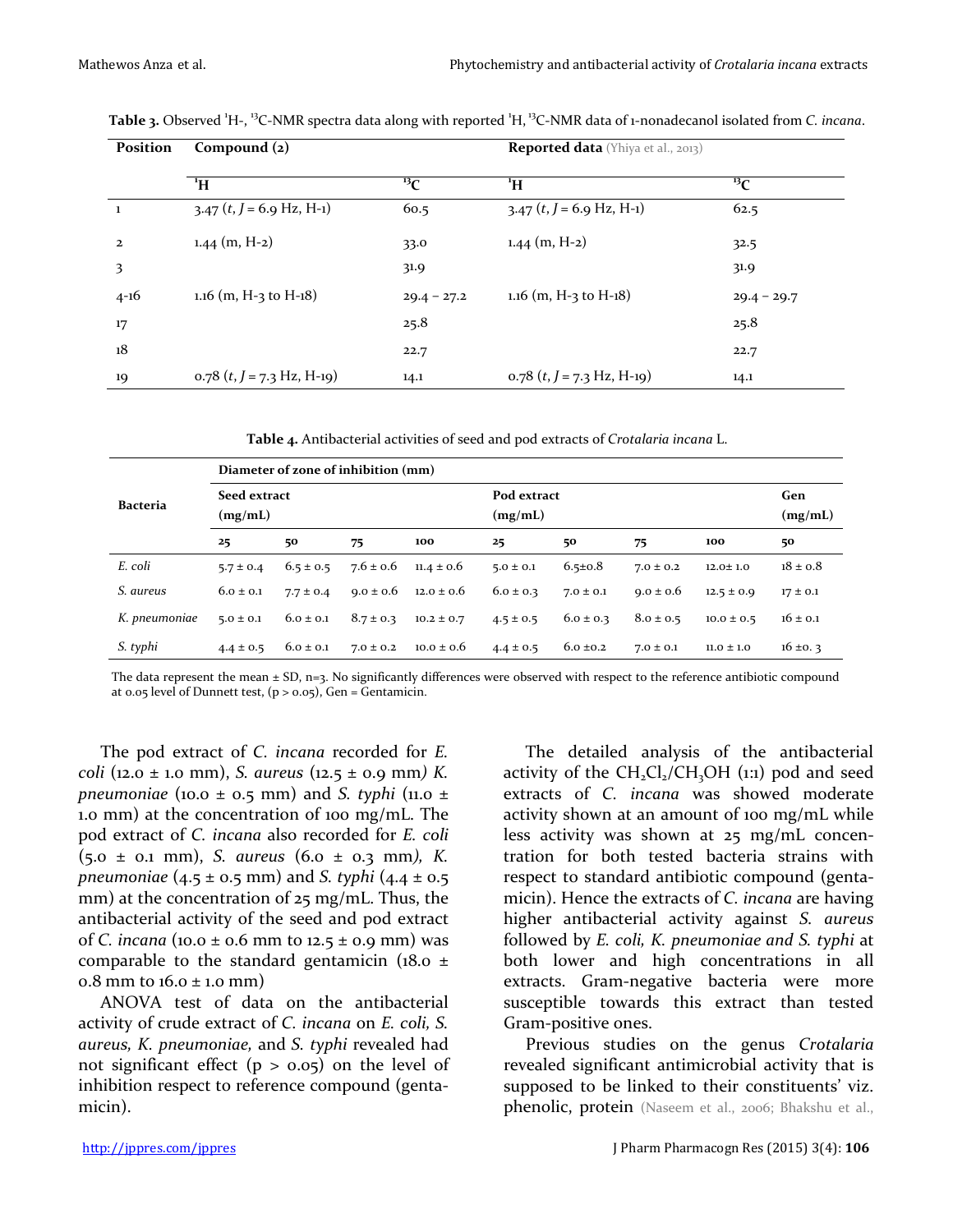**Table 3.** Observed $^1$H-, $^{13}$C-NMR spectra data along with reported $^1$H, $^{13}$C-NMR data of 1-nonadecanol isolated from *C. incana*.

| Position | Compound (2) | | Reported data (Yhiya et al., 2013) | |
|---|---|---|---|---|
| | $^1$H | $^{13}$C | $^1$H | $^{13}$C |
| 1 | 3.47 (*t*, *J* = 6.9 Hz, H-1) | 60.5 | 3.47 (*t*, *J* = 6.9 Hz, H-1) | 62.5 |
| 2 | 1.44 (m, H-2) | 33.0 | 1.44 (m, H-2) | 32.5 |
| 3 | | 31.9 | | 31.9 |
| 4-16 | 1.16 (m, H-3 to H-18) | 29.4 – 27.2 | 1.16 (m, H-3 to H-18) | 29.4 – 29.7 |
| 17 | | 25.8 | | 25.8 |
| 18 | | 22.7 | | 22.7 |
| 19 | 0.78 (*t*, *J* = 7.3 Hz, H-19) | 14.1 | 0.78 (*t*, *J* = 7.3 Hz, H-19) | 14.1 |

**Table 4.** Antibacterial activities of seed and pod extracts of *Crotalaria incana* L.

| Bacteria | Diameter of zone of inhibition (mm) | | | | | | | | |
|---|---|---|---|---|---|---|---|---|---|
| | Seed extract (mg/mL) | | | | Pod extract (mg/mL) | | | | Gen (mg/mL) |
| | 25 | 50 | 75 | 100 | 25 | 50 | 75 | 100 | 50 |
| *E. coli* | 5.7 ± 0.4 | 6.5 ± 0.5 | 7.6 ± 0.6 | 11.4 ± 0.6 | 5.0 ± 0.1 | 6.5±0.8 | 7.0 ± 0.2 | 12.0± 1.0 | 18 ± 0.8 |
| *S. aureus* | 6.0 ± 0.1 | 7.7 ± 0.4 | 9.0 ± 0.6 | 12.0 ± 0.6 | 6.0 ± 0.3 | 7.0 ± 0.1 | 9.0 ± 0.6 | 12.5 ± 0.9 | 17 ± 0.1 |
| *K. pneumoniae* | 5.0 ± 0.1 | 6.0 ± 0.1 | 8.7 ± 0.3 | 10.2 ± 0.7 | 4.5 ± 0.5 | 6.0 ± 0.3 | 8.0 ± 0.5 | 10.0 ± 0.5 | 16 ± 0.1 |
| *S. typhi* | 4.4 ± 0.5 | 6.0 ± 0.1 | 7.0 ± 0.2 | 10.0 ± 0.6 | 4.4 ± 0.5 | 6.0 ±0.2 | 7.0 ± 0.1 | 11.0 ± 1.0 | 16 ±0. 3 |

The data represent the mean ± SD, n=3. No significantly differences were observed with respect to the reference antibiotic compound at 0.05 level of Dunnett test, ($p > 0.05$), Gen = Gentamicin.

The pod extract of *C. incana* recorded for *E. coli* (12.0 ± 1.0 mm), *S. aureus* (12.5 ± 0.9 mm*) K. pneumoniae* (10.0 ± 0.5 mm) and *S. typhi* (11.0 ± 1.0 mm) at the concentration of 100 mg/mL. The pod extract of *C. incana* also recorded for *E. coli* (5.0 ± 0.1 mm), *S. aureus* (6.0 ± 0.3 mm*), K. pneumoniae* (4.5 ± 0.5 mm) and *S. typhi* (4.4 ± 0.5 mm) at the concentration of 25 mg/mL. Thus, the antibacterial activity of the seed and pod extract of *C. incana* (10.0 ± 0.6 mm to 12.5 ± 0.9 mm) was comparable to the standard gentamicin (18.0 ± 0.8 mm to 16.0 ± 1.0 mm)

ANOVA test of data on the antibacterial activity of crude extract of *C. incana* on *E. coli, S. aureus, K. pneumoniae,* and *S. typhi* revealed had not significant effect ($p > 0.05$) on the level of inhibition respect to reference compound (gentamicin).

The detailed analysis of the antibacterial activity of the $CH_2Cl_2/CH_3OH$ (1:1) pod and seed extracts of *C. incana* was showed moderate activity shown at an amount of 100 mg/mL while less activity was shown at 25 mg/mL concentration for both tested bacteria strains with respect to standard antibiotic compound (gentamicin). Hence the extracts of *C. incana* are having higher antibacterial activity against *S. aureus* followed by *E. coli, K. pneumoniae and S. typhi* at both lower and high concentrations in all extracts. Gram-negative bacteria were more susceptible towards this extract than tested Gram-positive ones.

Previous studies on the genus *Crotalaria* revealed significant antimicrobial activity that is supposed to be linked to their constituents' viz. phenolic, protein (Naseem et al., 2006; Bhakshu et al.,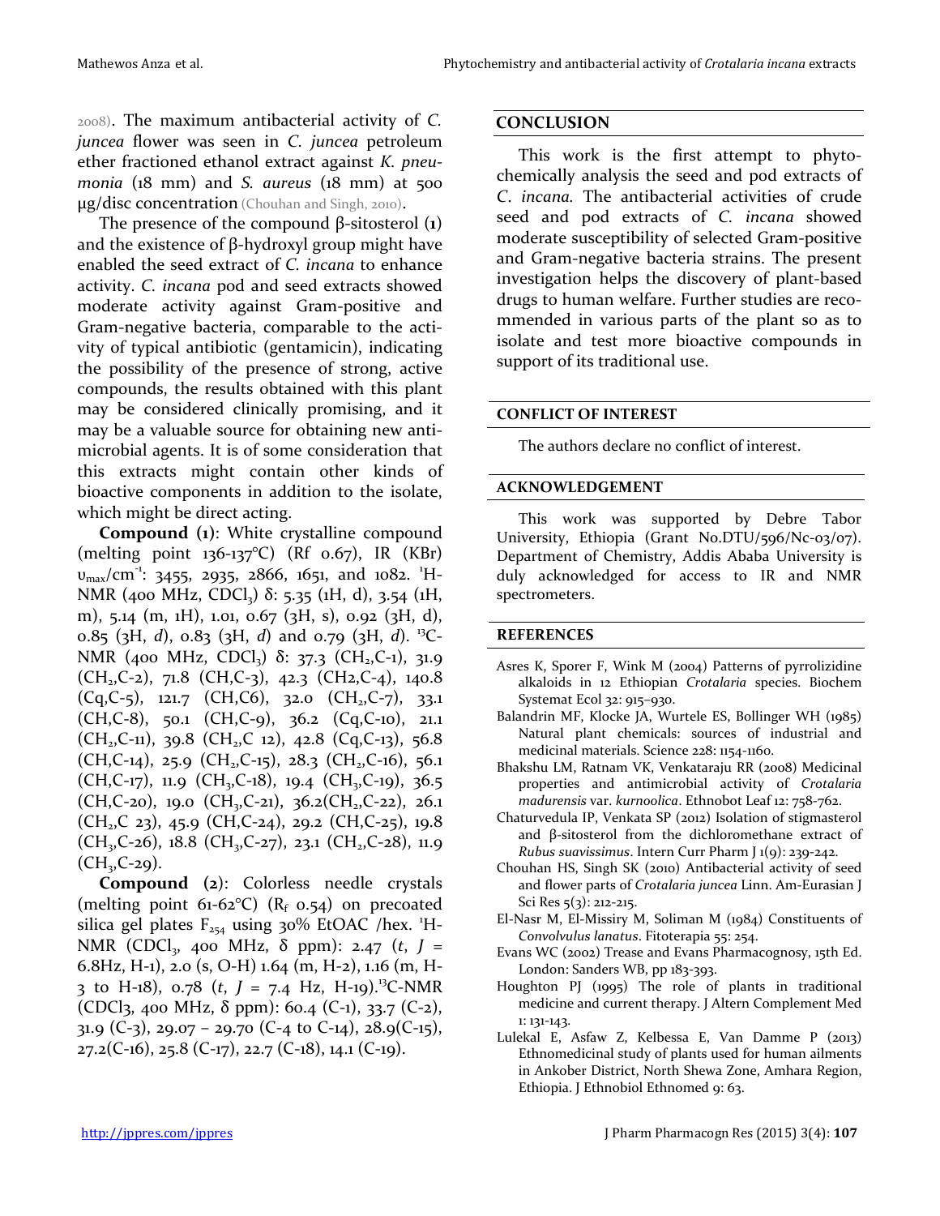2008). The maximum antibacterial activity of *C. juncea* flower was seen in *C. juncea* petroleum ether fractioned ethanol extract against *K. pneumonia* (18 mm) and *S. aureus* (18 mm) at 500 µg/disc concentration (Chouhan and Singh, 2010).

The presence of the compound β-sitosterol (**1**) and the existence of β-hydroxyl group might have enabled the seed extract of *C. incana* to enhance activity. *C. incana* pod and seed extracts showed moderate activity against Gram-positive and Gram-negative bacteria, comparable to the activity of typical antibiotic (gentamicin), indicating the possibility of the presence of strong, active compounds, the results obtained with this plant may be considered clinically promising, and it may be a valuable source for obtaining new antimicrobial agents. It is of some consideration that this extracts might contain other kinds of bioactive components in addition to the isolate, which might be direct acting.

**Compound (1)**: White crystalline compound (melting point 136-137°C) (Rf 0.67), IR (KBr) $\upsilon_{max}/cm^{-1}$: 3455, 2935, 2866, 1651, and 1082. $^1$H-NMR (400 MHz, $CDCl_3$) δ: 5.35 (1H, d), 3.54 (1H, m), 5.14 (m, 1H), 1.01, 0.67 (3H, s), 0.92 (3H, d), 0.85 (3H, *d*), 0.83 (3H, *d*) and 0.79 (3H, *d*). $^{13}$C-NMR (400 MHz, $CDCl_3$) δ: 37.3 ($CH_2$,C-1), 31.9 ($CH_2$,C-2), 71.8 (CH,C-3), 42.3 (CH2,C-4), 140.8 (Cq,C-5), 121.7 (CH,C6), 32.0 ($CH_2$,C-7), 33.1 (CH,C-8), 50.1 (CH,C-9), 36.2 (Cq,C-10), 21.1 ($CH_2$,C-11), 39.8 ($CH_2$,C 12), 42.8 (Cq,C-13), 56.8 (CH,C-14), 25.9 ($CH_2$,C-15), 28.3 ($CH_2$,C-16), 56.1 (CH,C-17), 11.9 ($CH_3$,C-18), 19.4 ($CH_3$,C-19), 36.5 (CH,C-20), 19.0 ($CH_3$,C-21), 36.2($CH_2$,C-22), 26.1 ($CH_2$,C 23), 45.9 (CH,C-24), 29.2 (CH,C-25), 19.8 ($CH_3$,C-26), 18.8 ($CH_3$,C-27), 23.1 ($CH_2$,C-28), 11.9 ($CH_3$,C-29).

**Compound (2)**: Colorless needle crystals (melting point 61-62°C) ($R_f$ 0.54) on precoated silica gel plates $F_{254}$ using 30% EtOAC /hex. $^1$H-NMR ($CDCl_3$, 400 MHz, δ ppm): 2.47 (*t*, *J* = 6.8Hz, H-1), 2.0 (s, O-H) 1.64 (m, H-2), 1.16 (m, H-3 to H-18), 0.78 (*t*, *J* = 7.4 Hz, H-19).$^{13}$C-NMR (CDCl3, 400 MHz, δ ppm): 60.4 (C-1), 33.7 (C-2), 31.9 (C-3), 29.07 – 29.70 (C-4 to C-14), 28.9(C-15), 27.2(C-16), 25.8 (C-17), 22.7 (C-18), 14.1 (C-19).

## CONCLUSION

This work is the first attempt to phytochemically analysis the seed and pod extracts of *C. incana*. The antibacterial activities of crude seed and pod extracts of *C. incana* showed moderate susceptibility of selected Gram-positive and Gram-negative bacteria strains. The present investigation helps the discovery of plant-based drugs to human welfare. Further studies are recommended in various parts of the plant so as to isolate and test more bioactive compounds in support of its traditional use.

## CONFLICT OF INTEREST

The authors declare no conflict of interest.

## ACKNOWLEDGEMENT

This work was supported by Debre Tabor University, Ethiopia (Grant No.DTU/596/Nc-03/07). Department of Chemistry, Addis Ababa University is duly acknowledged for access to IR and NMR spectrometers.

## REFERENCES

Asres K, Sporer F, Wink M (2004) Patterns of pyrrolizidine alkaloids in 12 Ethiopian *Crotalaria* species. Biochem Systemat Ecol 32: 915–930.

Balandrin MF, Klocke JA, Wurtele ES, Bollinger WH (1985) Natural plant chemicals: sources of industrial and medicinal materials. Science 228: 1154-1160.

Bhakshu LM, Ratnam VK, Venkataraju RR (2008) Medicinal properties and antimicrobial activity of *Crotalaria madurensis* var. *kurnoolica*. Ethnobot Leaf 12: 758-762.

Chaturvedula IP, Venkata SP (2012) Isolation of stigmasterol and β-sitosterol from the dichloromethane extract of *Rubus suavissimus*. Intern Curr Pharm J 1(9): 239-242.

Chouhan HS, Singh SK (2010) Antibacterial activity of seed and flower parts of *Crotalaria juncea* Linn. Am-Eurasian J Sci Res 5(3): 212-215.

El-Nasr M, El-Missiry M, Soliman M (1984) Constituents of *Convolvulus lanatus*. Fitoterapia 55: 254.

Evans WC (2002) Trease and Evans Pharmacognosy, 15th Ed. London: Sanders WB, pp 183-393.

Houghton PJ (1995) The role of plants in traditional medicine and current therapy. J Altern Complement Med 1: 131-143.

Lulekal E, Asfaw Z, Kelbessa E, Van Damme P (2013) Ethnomedicinal study of plants used for human ailments in Ankober District, North Shewa Zone, Amhara Region, Ethiopia. J Ethnobiol Ethnomed 9: 63.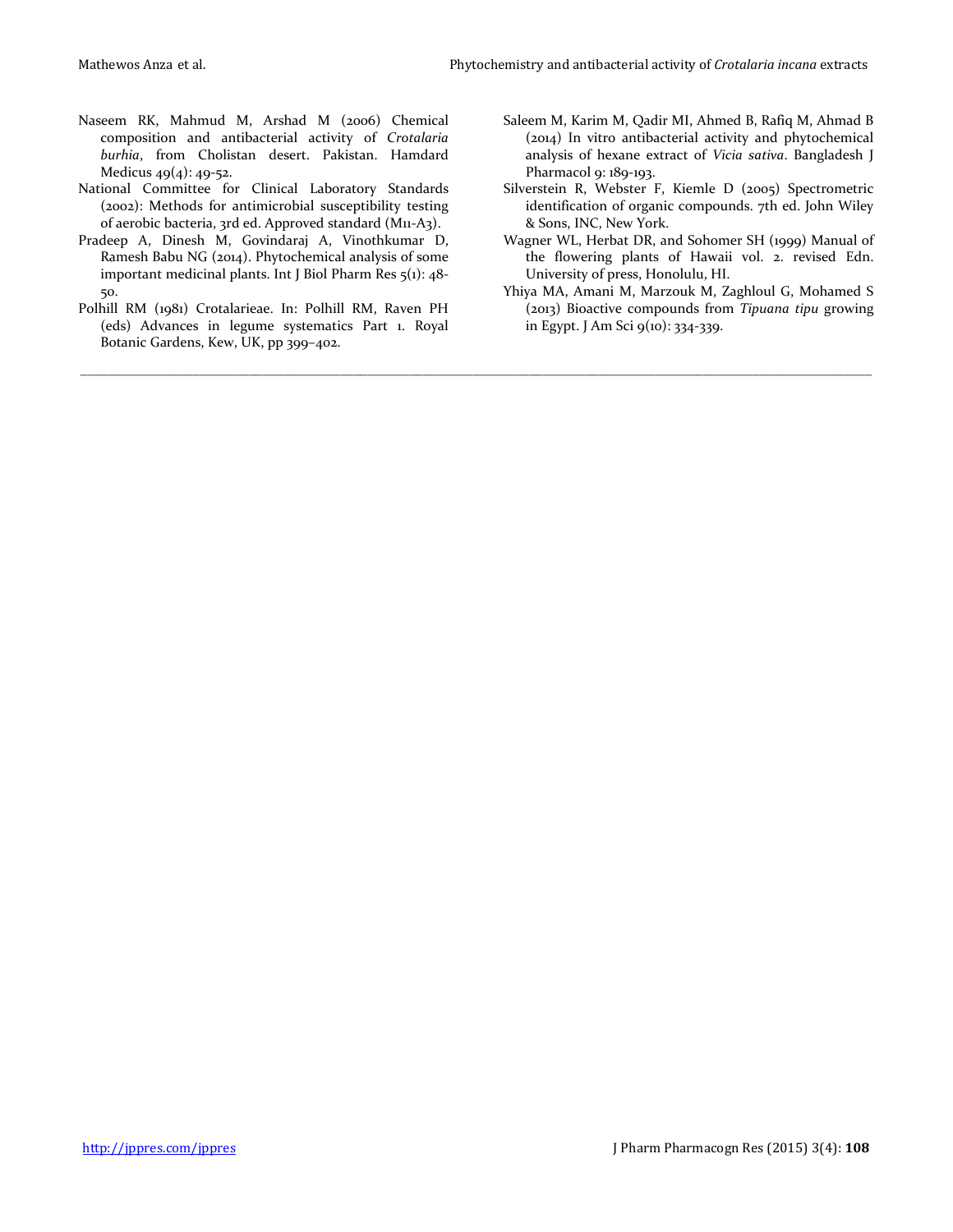Naseem RK, Mahmud M, Arshad M (2006) Chemical composition and antibacterial activity of *Crotalaria burhia*, from Cholistan desert. Pakistan. Hamdard Medicus 49(4): 49-52.

National Committee for Clinical Laboratory Standards (2002): Methods for antimicrobial susceptibility testing of aerobic bacteria, 3rd ed. Approved standard (M11-A3).

Pradeep A, Dinesh M, Govindaraj A, Vinothkumar D, Ramesh Babu NG (2014). Phytochemical analysis of some important medicinal plants. Int J Biol Pharm Res 5(1): 48-50.

Polhill RM (1981) Crotalarieae. In: Polhill RM, Raven PH (eds) Advances in legume systematics Part 1. Royal Botanic Gardens, Kew, UK, pp 399–402.

Saleem M, Karim M, Qadir MI, Ahmed B, Rafiq M, Ahmad B (2014) In vitro antibacterial activity and phytochemical analysis of hexane extract of *Vicia sativa*. Bangladesh J Pharmacol 9: 189-193.

Silverstein R, Webster F, Kiemle D (2005) Spectrometric identification of organic compounds. 7th ed. John Wiley & Sons, INC, New York.

Wagner WL, Herbat DR, and Sohomer SH (1999) Manual of the flowering plants of Hawaii vol. 2. revised Edn. University of press, Honolulu, HI.

Yhiya MA, Amani M, Marzouk M, Zaghloul G, Mohamed S (2013) Bioactive compounds from *Tipuana tipu* growing in Egypt. J Am Sci 9(10): 334-339.